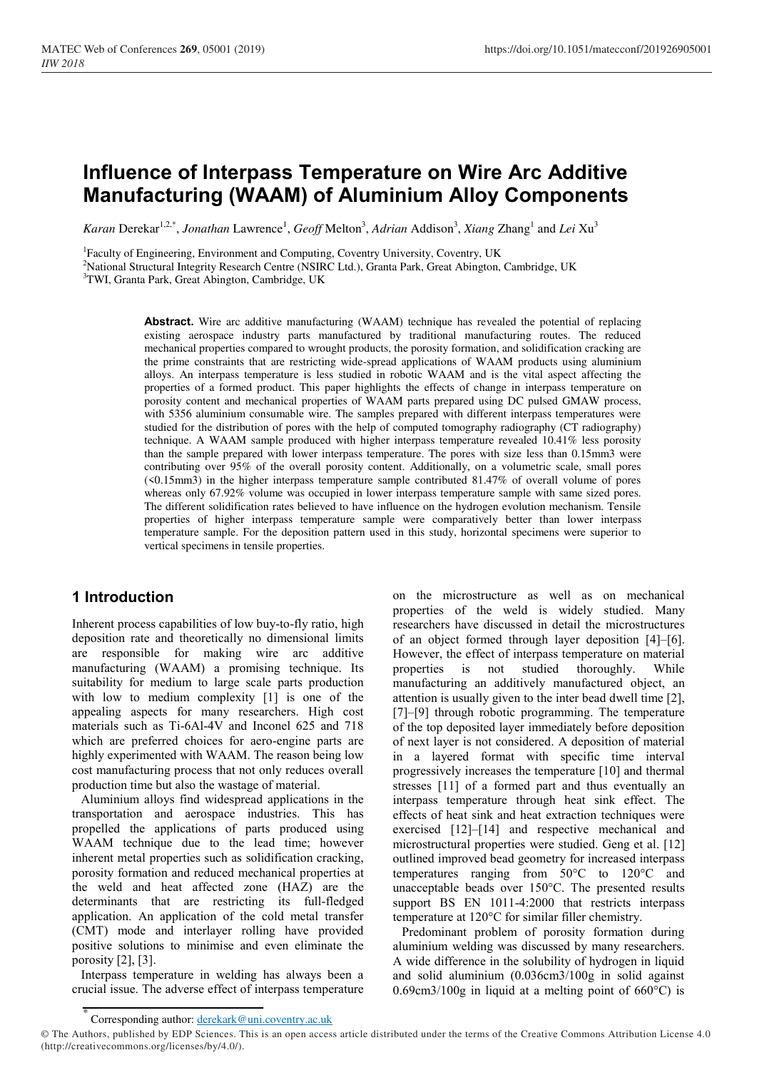# Influence of Interpass Temperature on Wire Arc Additive Manufacturing (WAAM) of Aluminium Alloy Components

*Karan* Derekar[1,2,*], *Jonathan* Lawrence[1], *Geoff* Melton[3], *Adrian* Addison[3], *Xiang* Zhang[1] and *Lei* Xu[3]

[1]Faculty of Engineering, Environment and Computing, Coventry University, Coventry, UK

[2]National Structural Integrity Research Centre (NSIRC Ltd.), Granta Park, Great Abington, Cambridge, UK

[3]TWI, Granta Park, Great Abington, Cambridge, UK

**Abstract.** Wire arc additive manufacturing (WAAM) technique has revealed the potential of replacing existing aerospace industry parts manufactured by traditional manufacturing routes. The reduced mechanical properties compared to wrought products, the porosity formation, and solidification cracking are the prime constraints that are restricting wide-spread applications of WAAM products using aluminium alloys. An interpass temperature is less studied in robotic WAAM and is the vital aspect affecting the properties of a formed product. This paper highlights the effects of change in interpass temperature on porosity content and mechanical properties of WAAM parts prepared using DC pulsed GMAW process, with 5356 aluminium consumable wire. The samples prepared with different interpass temperatures were studied for the distribution of pores with the help of computed tomography radiography (CT radiography) technique. A WAAM sample produced with higher interpass temperature revealed 10.41% less porosity than the sample prepared with lower interpass temperature. The pores with size less than 0.15mm3 were contributing over 95% of the overall porosity content. Additionally, on a volumetric scale, small pores (<0.15mm3) in the higher interpass temperature sample contributed 81.47% of overall volume of pores whereas only 67.92% volume was occupied in lower interpass temperature sample with same sized pores. The different solidification rates believed to have influence on the hydrogen evolution mechanism. Tensile properties of higher interpass temperature sample were comparatively better than lower interpass temperature sample. For the deposition pattern used in this study, horizontal specimens were superior to vertical specimens in tensile properties.

## 1 Introduction

Inherent process capabilities of low buy-to-fly ratio, high deposition rate and theoretically no dimensional limits are responsible for making wire arc additive manufacturing (WAAM) a promising technique. Its suitability for medium to large scale parts production with low to medium complexity [1] is one of the appealing aspects for many researchers. High cost materials such as Ti-6Al-4V and Inconel 625 and 718 which are preferred choices for aero-engine parts are highly experimented with WAAM. The reason being low cost manufacturing process that not only reduces overall production time but also the wastage of material.

Aluminium alloys find widespread applications in the transportation and aerospace industries. This has propelled the applications of parts produced using WAAM technique due to the lead time; however inherent metal properties such as solidification cracking, porosity formation and reduced mechanical properties at the weld and heat affected zone (HAZ) are the determinants that are restricting its full-fledged application. An application of the cold metal transfer (CMT) mode and interlayer rolling have provided positive solutions to minimise and even eliminate the porosity [2], [3].

Interpass temperature in welding has always been a crucial issue. The adverse effect of interpass temperature on the microstructure as well as on mechanical properties of the weld is widely studied. Many researchers have discussed in detail the microstructures of an object formed through layer deposition [4]–[6]. However, the effect of interpass temperature on material properties is not studied thoroughly. While manufacturing an additively manufactured object, an attention is usually given to the inter bead dwell time [2], [7]–[9] through robotic programming. The temperature of the top deposited layer immediately before deposition of next layer is not considered. A deposition of material in a layered format with specific time interval progressively increases the temperature [10] and thermal stresses [11] of a formed part and thus eventually an interpass temperature through heat sink effect. The effects of heat sink and heat extraction techniques were exercised [12]–[14] and respective mechanical and microstructural properties were studied. Geng et al. [12] outlined improved bead geometry for increased interpass temperatures ranging from 50°C to 120°C and unacceptable beads over 150°C. The presented results support BS EN 1011-4:2000 that restricts interpass temperature at 120°C for similar filler chemistry.

Predominant problem of porosity formation during aluminium welding was discussed by many researchers. A wide difference in the solubility of hydrogen in liquid and solid aluminium (0.036cm3/100g in solid against 0.69cm3/100g in liquid at a melting point of 660°C) is

* Corresponding author: derekark@uni.coventry.ac.uk

© The Authors, published by EDP Sciences. This is an open access article distributed under the terms of the Creative Commons Attribution License 4.0 (http://creativecommons.org/licenses/by/4.0/).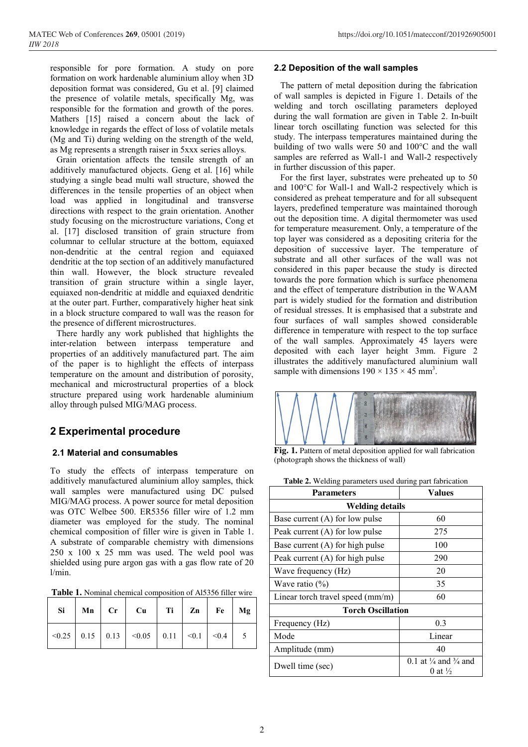responsible for pore formation. A study on pore formation on work hardenable aluminium alloy when 3D deposition format was considered, Gu et al. [9] claimed the presence of volatile metals, specifically Mg, was responsible for the formation and growth of the pores. Mathers [15] raised a concern about the lack of knowledge in regards the effect of loss of volatile metals (Mg and Ti) during welding on the strength of the weld, as Mg represents a strength raiser in 5xxx series alloys.

Grain orientation affects the tensile strength of an additively manufactured objects. Geng et al. [16] while studying a single bead multi wall structure, showed the differences in the tensile properties of an object when load was applied in longitudinal and transverse directions with respect to the grain orientation. Another study focusing on the microstructure variations, Cong et al. [17] disclosed transition of grain structure from columnar to cellular structure at the bottom, equiaxed non-dendritic at the central region and equiaxed dendritic at the top section of an additively manufactured thin wall. However, the block structure revealed transition of grain structure within a single layer, equiaxed non-dendritic at middle and equiaxed dendritic at the outer part. Further, comparatively higher heat sink in a block structure compared to wall was the reason for the presence of different microstructures.

There hardly any work published that highlights the inter-relation between interpass temperature and properties of an additively manufactured part. The aim of the paper is to highlight the effects of interpass temperature on the amount and distribution of porosity, mechanical and microstructural properties of a block structure prepared using work hardenable aluminium alloy through pulsed MIG/MAG process.

## 2 Experimental procedure

### 2.1 Material and consumables

To study the effects of interpass temperature on additively manufactured aluminium alloy samples, thick wall samples were manufactured using DC pulsed MIG/MAG process. A power source for metal deposition was OTC Welbee 500. ER5356 filler wire of 1.2 mm diameter was employed for the study. The nominal chemical composition of filler wire is given in Table 1. A substrate of comparable chemistry with dimensions 250 x 100 x 25 mm was used. The weld pool was shielded using pure argon gas with a gas flow rate of 20 l/min.

**Table 1.** Nominal chemical composition of Al5356 filler wire

| Si | Mn | Cr | Cu | Ti | Zn | Fe | Mg |
|---|---|---|---|---|---|---|---|
| <0.25 | 0.15 | 0.13 | <0.05 | 0.11 | <0.1 | <0.4 | 5 |

### 2.2 Deposition of the wall samples

The pattern of metal deposition during the fabrication of wall samples is depicted in Figure 1. Details of the welding and torch oscillating parameters deployed during the wall formation are given in Table 2. In-built linear torch oscillating function was selected for this study. The interpass temperatures maintained during the building of two walls were 50 and 100°C and the wall samples are referred as Wall-1 and Wall-2 respectively in further discussion of this paper.

For the first layer, substrates were preheated up to 50 and 100°C for Wall-1 and Wall-2 respectively which is considered as preheat temperature and for all subsequent layers, predefined temperature was maintained thorough out the deposition time. A digital thermometer was used for temperature measurement. Only, a temperature of the top layer was considered as a depositing criteria for the deposition of successive layer. The temperature of substrate and all other surfaces of the wall was not considered in this paper because the study is directed towards the pore formation which is surface phenomena and the effect of temperature distribution in the WAAM part is widely studied for the formation and distribution of residual stresses. It is emphasised that a substrate and four surfaces of wall samples showed considerable difference in temperature with respect to the top surface of the wall samples. Approximately 45 layers were deposited with each layer height 3mm. Figure 2 illustrates the additively manufactured aluminium wall sample with dimensions 190 × 135 × 45 mm$^3$.

**Fig. 1.** Pattern of metal deposition applied for wall fabrication (photograph shows the thickness of wall)

**Table 2.** Welding parameters used during part fabrication

| Parameters | Values |
|---|---|
| **Welding details** | |
| Base current (A) for low pulse | 60 |
| Peak current (A) for low pulse | 275 |
| Base current (A) for high pulse | 100 |
| Peak current (A) for high pulse | 290 |
| Wave frequency (Hz) | 20 |
| Wave ratio (%) | 35 |
| Linear torch travel speed (mm/m) | 60 |
| **Torch Oscillation** | |
| Frequency (Hz) | 0.3 |
| Mode | Linear |
| Amplitude (mm) | 40 |
| Dwell time (sec) | 0.1 at ¼ and ¾ and 0 at ½ |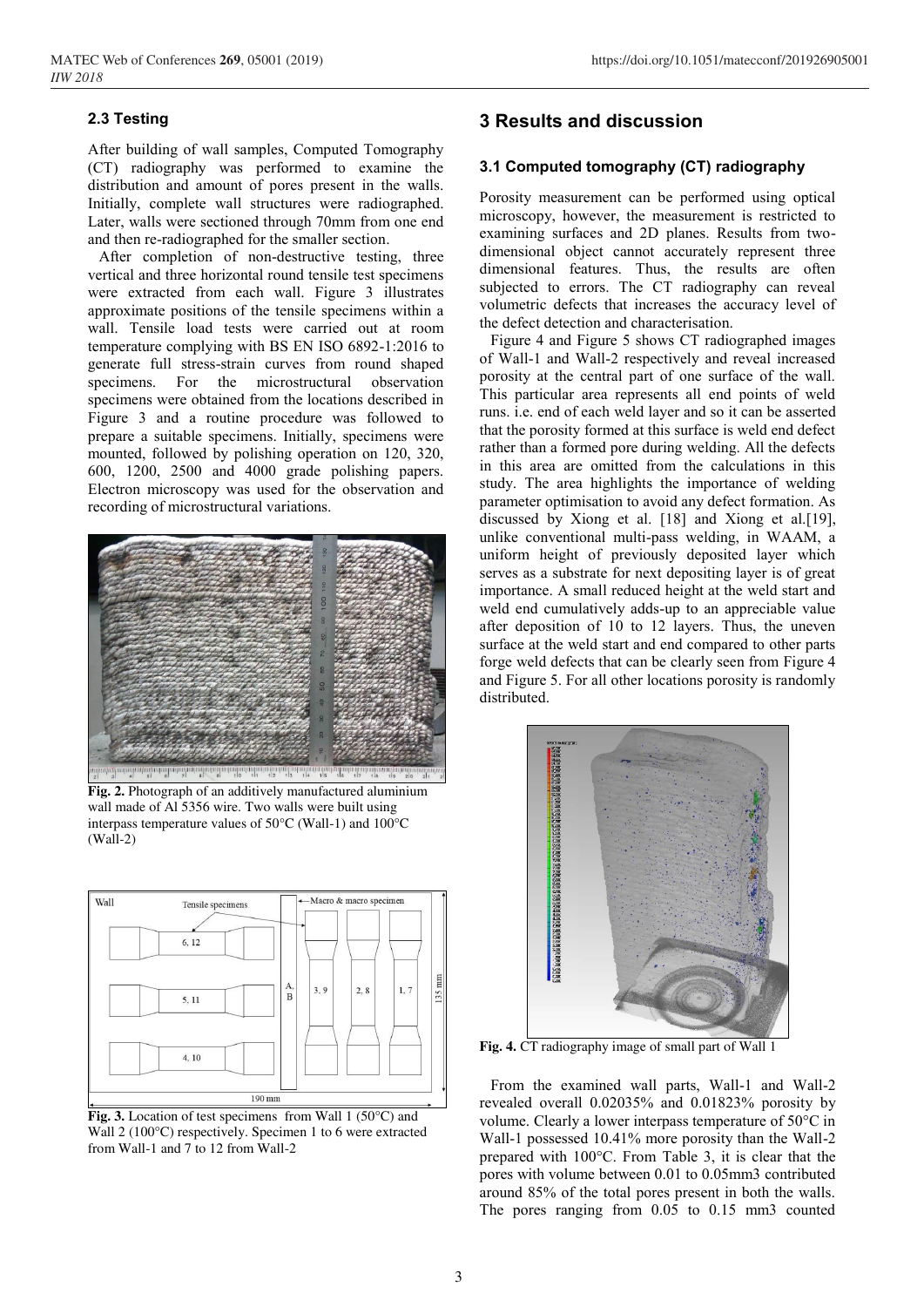## 2.3 Testing

After building of wall samples, Computed Tomography (CT) radiography was performed to examine the distribution and amount of pores present in the walls. Initially, complete wall structures were radiographed. Later, walls were sectioned through 70mm from one end and then re-radiographed for the smaller section.

After completion of non-destructive testing, three vertical and three horizontal round tensile test specimens were extracted from each wall. Figure 3 illustrates approximate positions of the tensile specimens within a wall. Tensile load tests were carried out at room temperature complying with BS EN ISO 6892-1:2016 to generate full stress-strain curves from round shaped specimens. For the microstructural observation specimens were obtained from the locations described in Figure 3 and a routine procedure was followed to prepare a suitable specimens. Initially, specimens were mounted, followed by polishing operation on 120, 320, 600, 1200, 2500 and 4000 grade polishing papers. Electron microscopy was used for the observation and recording of microstructural variations.

**Fig. 2.** Photograph of an additively manufactured aluminium wall made of Al 5356 wire. Two walls were built using interpass temperature values of 50°C (Wall-1) and 100°C (Wall-2)

Wall
Tensile specimens
Macro & macro specimen
6, 12
5, 11
4, 10
A, B
3, 9
2, 8
1, 7
135 mm
190 mm

**Fig. 3.** Location of test specimens from Wall 1 (50°C) and Wall 2 (100°C) respectively. Specimen 1 to 6 were extracted from Wall-1 and 7 to 12 from Wall-2

# 3 Results and discussion

## 3.1 Computed tomography (CT) radiography

Porosity measurement can be performed using optical microscopy, however, the measurement is restricted to examining surfaces and 2D planes. Results from two-dimensional object cannot accurately represent three dimensional features. Thus, the results are often subjected to errors. The CT radiography can reveal volumetric defects that increases the accuracy level of the defect detection and characterisation.

Figure 4 and Figure 5 shows CT radiographed images of Wall-1 and Wall-2 respectively and reveal increased porosity at the central part of one surface of the wall. This particular area represents all end points of weld runs. i.e. end of each weld layer and so it can be asserted that the porosity formed at this surface is weld end defect rather than a formed pore during welding. All the defects in this area are omitted from the calculations in this study. The area highlights the importance of welding parameter optimisation to avoid any defect formation. As discussed by Xiong et al. [18] and Xiong et al.[19], unlike conventional multi-pass welding, in WAAM, a uniform height of previously deposited layer which serves as a substrate for next depositing layer is of great importance. A small reduced height at the weld start and weld end cumulatively adds-up to an appreciable value after deposition of 10 to 12 layers. Thus, the uneven surface at the weld start and end compared to other parts forge weld defects that can be clearly seen from Figure 4 and Figure 5. For all other locations porosity is randomly distributed.

**Fig. 4.** CT radiography image of small part of Wall 1

From the examined wall parts, Wall-1 and Wall-2 revealed overall 0.02035% and 0.01823% porosity by volume. Clearly a lower interpass temperature of 50°C in Wall-1 possessed 10.41% more porosity than the Wall-2 prepared with 100°C. From Table 3, it is clear that the pores with volume between 0.01 to 0.05mm3 contributed around 85% of the total pores present in both the walls. The pores ranging from 0.05 to 0.15 mm3 counted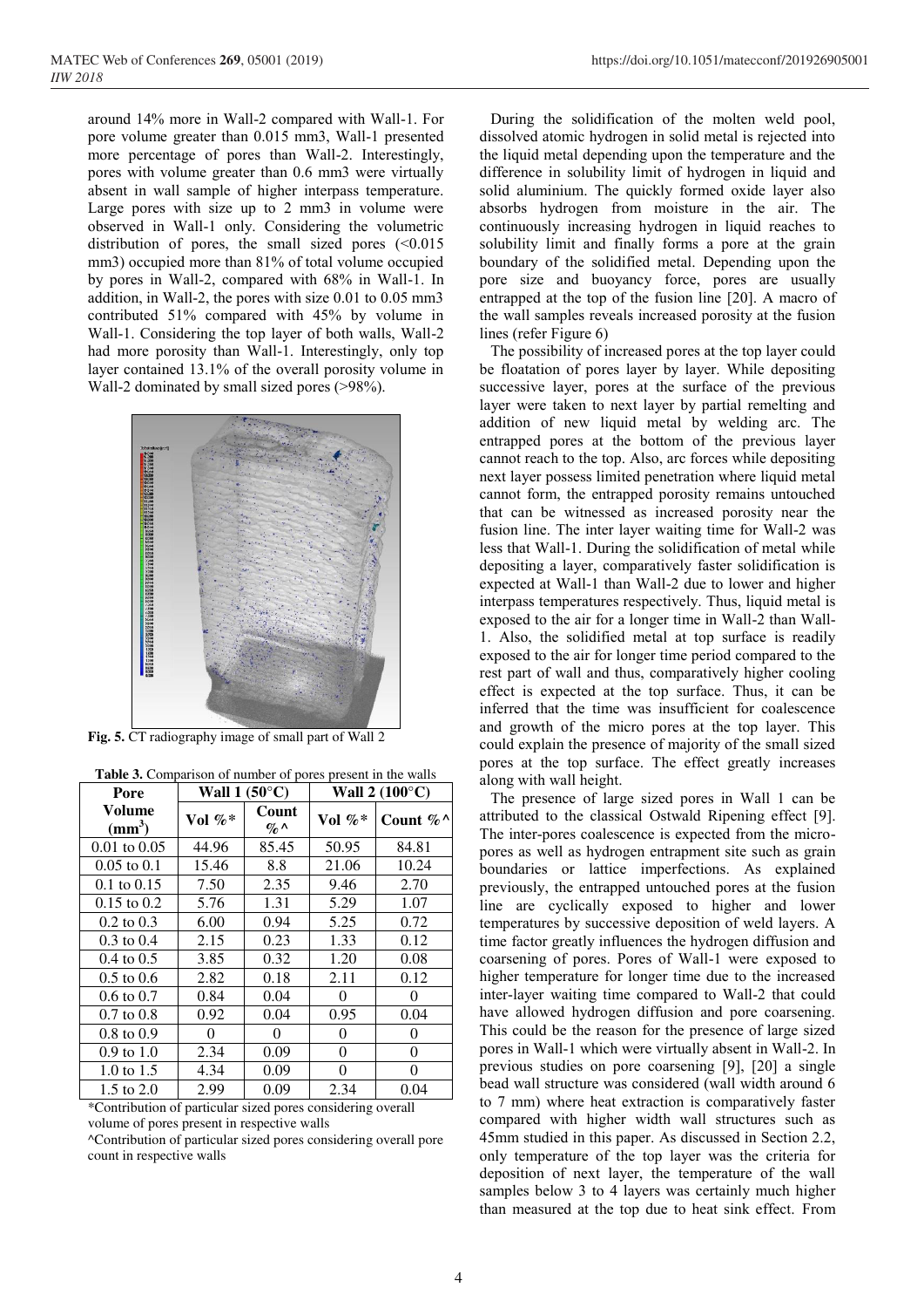around 14% more in Wall-2 compared with Wall-1. For pore volume greater than 0.015 mm3, Wall-1 presented more percentage of pores than Wall-2. Interestingly, pores with volume greater than 0.6 mm3 were virtually absent in wall sample of higher interpass temperature. Large pores with size up to 2 mm3 in volume were observed in Wall-1 only. Considering the volumetric distribution of pores, the small sized pores (<0.015 mm3) occupied more than 81% of total volume occupied by pores in Wall-2, compared with 68% in Wall-1. In addition, in Wall-2, the pores with size 0.01 to 0.05 mm3 contributed 51% compared with 45% by volume in Wall-1. Considering the top layer of both walls, Wall-2 had more porosity than Wall-1. Interestingly, only top layer contained 13.1% of the overall porosity volume in Wall-2 dominated by small sized pores (>98%).

**Fig. 5.** CT radiography image of small part of Wall 2

**Table 3.** Comparison of number of pores present in the walls

| Pore Volume ($mm^3$) | Wall 1 (50°C) | | Wall 2 (100°C) | |
|---|---|---|---|---|
| | Vol %* | Count %^ | Vol %* | Count %^ |
| 0.01 to 0.05 | 44.96 | 85.45 | 50.95 | 84.81 |
| 0.05 to 0.1 | 15.46 | 8.8 | 21.06 | 10.24 |
| 0.1 to 0.15 | 7.50 | 2.35 | 9.46 | 2.70 |
| 0.15 to 0.2 | 5.76 | 1.31 | 5.29 | 1.07 |
| 0.2 to 0.3 | 6.00 | 0.94 | 5.25 | 0.72 |
| 0.3 to 0.4 | 2.15 | 0.23 | 1.33 | 0.12 |
| 0.4 to 0.5 | 3.85 | 0.32 | 1.20 | 0.08 |
| 0.5 to 0.6 | 2.82 | 0.18 | 2.11 | 0.12 |
| 0.6 to 0.7 | 0.84 | 0.04 | 0 | 0 |
| 0.7 to 0.8 | 0.92 | 0.04 | 0.95 | 0.04 |
| 0.8 to 0.9 | 0 | 0 | 0 | 0 |
| 0.9 to 1.0 | 2.34 | 0.09 | 0 | 0 |
| 1.0 to 1.5 | 4.34 | 0.09 | 0 | 0 |
| 1.5 to 2.0 | 2.99 | 0.09 | 2.34 | 0.04 |

*Contribution of particular sized pores considering overall volume of pores present in respective walls

^Contribution of particular sized pores considering overall pore count in respective walls

During the solidification of the molten weld pool, dissolved atomic hydrogen in solid metal is rejected into the liquid metal depending upon the temperature and the difference in solubility limit of hydrogen in liquid and solid aluminium. The quickly formed oxide layer also absorbs hydrogen from moisture in the air. The continuously increasing hydrogen in liquid reaches to solubility limit and finally forms a pore at the grain boundary of the solidified metal. Depending upon the pore size and buoyancy force, pores are usually entrapped at the top of the fusion line [20]. A macro of the wall samples reveals increased porosity at the fusion lines (refer Figure 6)

The possibility of increased pores at the top layer could be floatation of pores layer by layer. While depositing successive layer, pores at the surface of the previous layer were taken to next layer by partial remelting and addition of new liquid metal by welding arc. The entrapped pores at the bottom of the previous layer cannot reach to the top. Also, arc forces while depositing next layer possess limited penetration where liquid metal cannot form, the entrapped porosity remains untouched that can be witnessed as increased porosity near the fusion line. The inter layer waiting time for Wall-2 was less that Wall-1. During the solidification of metal while depositing a layer, comparatively faster solidification is expected at Wall-1 than Wall-2 due to lower and higher interpass temperatures respectively. Thus, liquid metal is exposed to the air for a longer time in Wall-2 than Wall-1. Also, the solidified metal at top surface is readily exposed to the air for longer time period compared to the rest part of wall and thus, comparatively higher cooling effect is expected at the top surface. Thus, it can be inferred that the time was insufficient for coalescence and growth of the micro pores at the top layer. This could explain the presence of majority of the small sized pores at the top surface. The effect greatly increases along with wall height.

The presence of large sized pores in Wall 1 can be attributed to the classical Ostwald Ripening effect [9]. The inter-pores coalescence is expected from the micro-pores as well as hydrogen entrapment site such as grain boundaries or lattice imperfections. As explained previously, the entrapped untouched pores at the fusion line are cyclically exposed to higher and lower temperatures by successive deposition of weld layers. A time factor greatly influences the hydrogen diffusion and coarsening of pores. Pores of Wall-1 were exposed to higher temperature for longer time due to the increased inter-layer waiting time compared to Wall-2 that could have allowed hydrogen diffusion and pore coarsening. This could be the reason for the presence of large sized pores in Wall-1 which were virtually absent in Wall-2. In previous studies on pore coarsening [9], [20] a single bead wall structure was considered (wall width around 6 to 7 mm) where heat extraction is comparatively faster compared with higher width wall structures such as 45mm studied in this paper. As discussed in Section 2.2, only temperature of the top layer was the criteria for deposition of next layer, the temperature of the wall samples below 3 to 4 layers was certainly much higher than measured at the top due to heat sink effect. From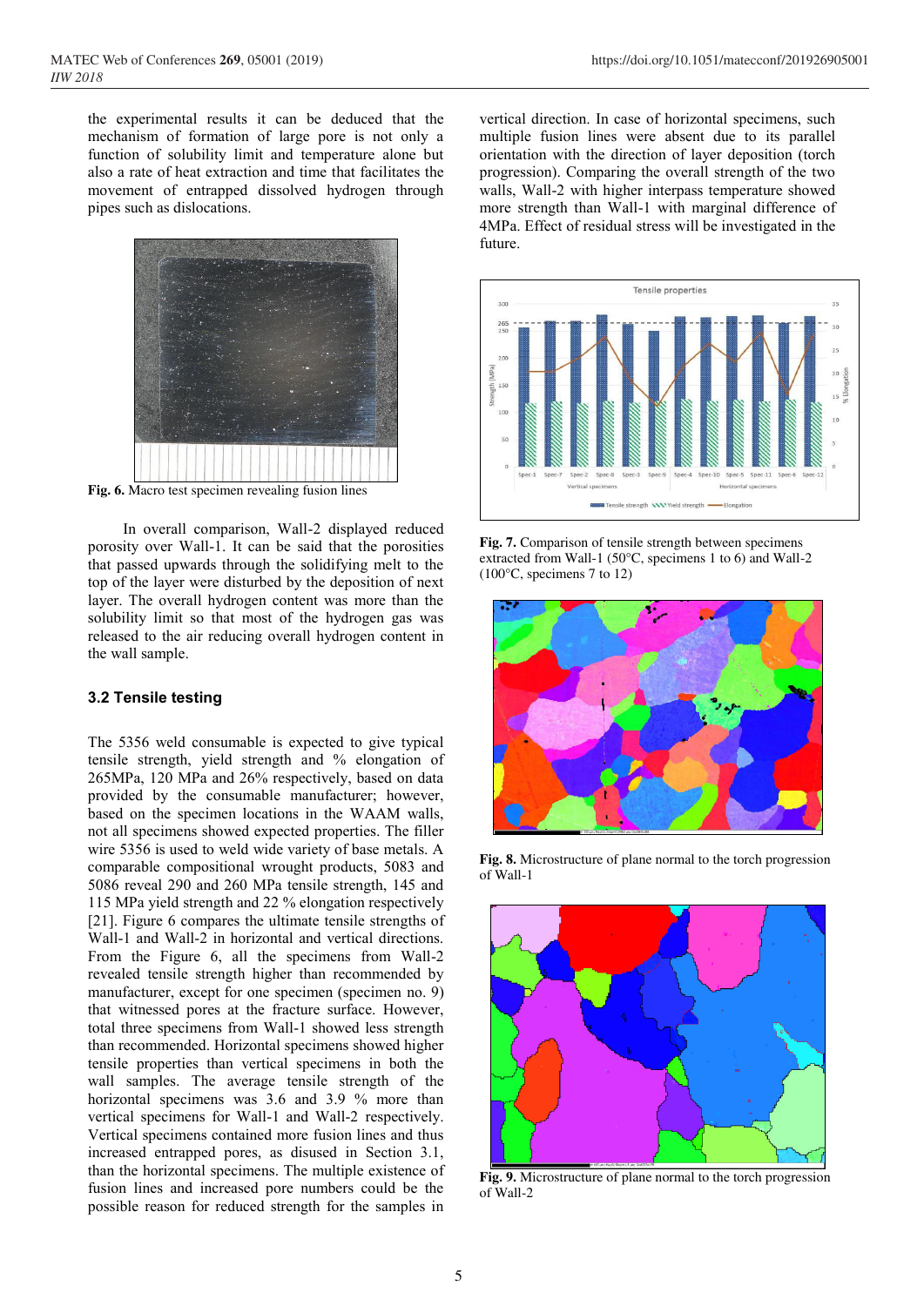the experimental results it can be deduced that the mechanism of formation of large pore is not only a function of solubility limit and temperature alone but also a rate of heat extraction and time that facilitates the movement of entrapped dissolved hydrogen through pipes such as dislocations.

**Fig. 6.** Macro test specimen revealing fusion lines

In overall comparison, Wall-2 displayed reduced porosity over Wall-1. It can be said that the porosities that passed upwards through the solidifying melt to the top of the layer were disturbed by the deposition of next layer. The overall hydrogen content was more than the solubility limit so that most of the hydrogen gas was released to the air reducing overall hydrogen content in the wall sample.

### 3.2 Tensile testing

The 5356 weld consumable is expected to give typical tensile strength, yield strength and % elongation of 265MPa, 120 MPa and 26% respectively, based on data provided by the consumable manufacturer; however, based on the specimen locations in the WAAM walls, not all specimens showed expected properties. The filler wire 5356 is used to weld wide variety of base metals. A comparable compositional wrought products, 5083 and 5086 reveal 290 and 260 MPa tensile strength, 145 and 115 MPa yield strength and 22 % elongation respectively [21]. Figure 6 compares the ultimate tensile strengths of Wall-1 and Wall-2 in horizontal and vertical directions. From the Figure 6, all the specimens from Wall-2 revealed tensile strength higher than recommended by manufacturer, except for one specimen (specimen no. 9) that witnessed pores at the fracture surface. However, total three specimens from Wall-1 showed less strength than recommended. Horizontal specimens showed higher tensile properties than vertical specimens in both the wall samples. The average tensile strength of the horizontal specimens was 3.6 and 3.9 % more than vertical specimens for Wall-1 and Wall-2 respectively. Vertical specimens contained more fusion lines and thus increased entrapped pores, as disused in Section 3.1, than the horizontal specimens. The multiple existence of fusion lines and increased pore numbers could be the possible reason for reduced strength for the samples in vertical direction. In case of horizontal specimens, such multiple fusion lines were absent due to its parallel orientation with the direction of layer deposition (torch progression). Comparing the overall strength of the two walls, Wall-2 with higher interpass temperature showed more strength than Wall-1 with marginal difference of 4MPa. Effect of residual stress will be investigated in the future.

Tensile properties

Strength (MPa): 0, 50, 100, 150, 200, 250, 265, 300

% Elongation: 0, 5, 10, 15, 20, 25, 30, 35

Spec-1, Spec-7, Spec-2, Spec-8, Spec-3, Spec-9, Spec-4, Spec-10, Spec-5, Spec-11, Spec-6, Spec-12

Vertical specimens — Horizontal specimens

Tensile strength, Yield strength, Elongation

**Fig. 7.** Comparison of tensile strength between specimens extracted from Wall-1 (50°C, specimens 1 to 6) and Wall-2 (100°C, specimens 7 to 12)

**Fig. 8.** Microstructure of plane normal to the torch progression of Wall-1

**Fig. 9.** Microstructure of plane normal to the torch progression of Wall-2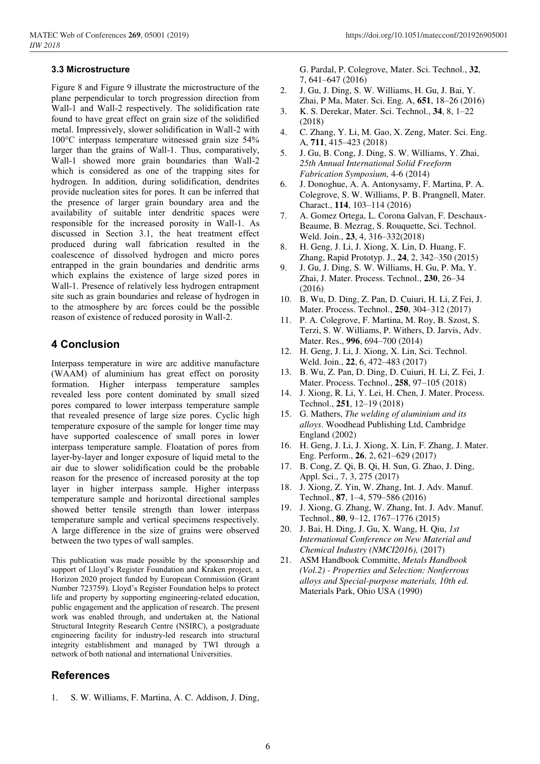### 3.3 Microstructure

Figure 8 and Figure 9 illustrate the microstructure of the plane perpendicular to torch progression direction from Wall-1 and Wall-2 respectively. The solidification rate found to have great effect on grain size of the solidified metal. Impressively, slower solidification in Wall-2 with 100°C interpass temperature witnessed grain size 54% larger than the grains of Wall-1. Thus, comparatively, Wall-1 showed more grain boundaries than Wall-2 which is considered as one of the trapping sites for hydrogen. In addition, during solidification, dendrites provide nucleation sites for pores. It can be inferred that the presence of larger grain boundary area and the availability of suitable inter dendritic spaces were responsible for the increased porosity in Wall-1. As discussed in Section 3.1, the heat treatment effect produced during wall fabrication resulted in the coalescence of dissolved hydrogen and micro pores entrapped in the grain boundaries and dendritic arms which explains the existence of large sized pores in Wall-1. Presence of relatively less hydrogen entrapment site such as grain boundaries and release of hydrogen in to the atmosphere by arc forces could be the possible reason of existence of reduced porosity in Wall-2.

## 4 Conclusion

Interpass temperature in wire arc additive manufacture (WAAM) of aluminium has great effect on porosity formation. Higher interpass temperature samples revealed less pore content dominated by small sized pores compared to lower interpass temperature sample that revealed presence of large size pores. Cyclic high temperature exposure of the sample for longer time may have supported coalescence of small pores in lower interpass temperature sample. Floatation of pores from layer-by-layer and longer exposure of liquid metal to the air due to slower solidification could be the probable reason for the presence of increased porosity at the top layer in higher interpass sample. Higher interpass temperature sample and horizontal directional samples showed better tensile strength than lower interpass temperature sample and vertical specimens respectively. A large difference in the size of grains were observed between the two types of wall samples.

This publication was made possible by the sponsorship and support of Lloyd's Register Foundation and Kraken project, a Horizon 2020 project funded by European Commission (Grant Number 723759). Lloyd's Register Foundation helps to protect life and property by supporting engineering-related education, public engagement and the application of research. The present work was enabled through, and undertaken at, the National Structural Integrity Research Centre (NSIRC), a postgraduate engineering facility for industry-led research into structural integrity establishment and managed by TWI through a network of both national and international Universities.

## References

1. S. W. Williams, F. Martina, A. C. Addison, J. Ding, G. Pardal, P. Colegrove, Mater. Sci. Technol., **32**, 7, 641–647 (2016)
2. J. Gu, J. Ding, S. W. Williams, H. Gu, J. Bai, Y. Zhai, P Ma, Mater. Sci. Eng. A, **651**, 18–26 (2016)
3. K. S. Derekar, Mater. Sci. Technol., **34**, 8, 1–22 (2018)
4. C. Zhang, Y. Li, M. Gao, X. Zeng, Mater. Sci. Eng. A, **711**, 415–423 (2018)
5. J. Gu, B. Cong, J. Ding, S. W. Williams, Y. Zhai, *25th Annual International Solid Freeform Fabrication Symposium,* 4-6 (2014)
6. J. Donoghue, A. A. Antonysamy, F. Martina, P. A. Colegrove, S. W. Williams, P. B. Prangnell, Mater. Charact., **114**, 103–114 (2016)
7. A. Gomez Ortega, L. Corona Galvan, F. Deschaux-Beaume, B. Mezrag, S. Rouquette, Sci. Technol. Weld. Join., **23**, 4, 316–332(2018)
8. H. Geng, J. Li, J. Xiong, X. Lin, D. Huang, F. Zhang, Rapid Prototyp. J., **24**, 2, 342–350 (2015)
9. J. Gu, J. Ding, S. W. Williams, H. Gu, P. Ma, Y. Zhai, J. Mater. Process. Technol., **230**, 26–34 (2016)
10. B. Wu, D. Ding, Z. Pan, D. Cuiuri, H. Li, Z Fei, J. Mater. Process. Technol., **250**, 304–312 (2017)
11. P. A. Colegrove, F. Martina, M. Roy, B. Szost, S. Terzi, S. W. Williams, P. Withers, D. Jarvis, Adv. Mater. Res., **996**, 694–700 (2014)
12. H. Geng, J. Li, J. Xiong, X. Lin, Sci. Technol. Weld. Join., **22**, 6, 472–483 (2017)
13. B. Wu, Z. Pan, D. Ding, D. Cuiuri, H. Li, Z. Fei, J. Mater. Process. Technol., **258**, 97–105 (2018)
14. J. Xiong, R. Li, Y. Lei, H. Chen, J. Mater. Process. Technol., **251**, 12–19 (2018)
15. G. Mathers, *The welding of aluminium and its alloys*. Woodhead Publishing Ltd, Cambridge England (2002)
16. H. Geng, J. Li, J. Xiong, X. Lin, F. Zhang, J. Mater. Eng. Perform., **26**, 2, 621–629 (2017)
17. B. Cong, Z. Qi, B. Qi, H. Sun, G. Zhao, J. Ding, Appl. Sci., 7, 3, 275 (2017)
18. J. Xiong, Z. Yin, W. Zhang, Int. J. Adv. Manuf. Technol., **87**, 1–4, 579–586 (2016)
19. J. Xiong, G. Zhang, W. Zhang, Int. J. Adv. Manuf. Technol., **80**, 9–12, 1767–1776 (2015)
20. J. Bai, H. Ding, J. Gu, X. Wang, H. Qiu, *1st International Conference on New Material and Chemical Industry (NMCI2016),* (2017)
21. ASM Handbook Committe, *Metals Handbook (Vol.2) - Properties and Selection: Nonferrous alloys and Special-purpose materials, 10th ed.* Materials Park, Ohio USA (1990)